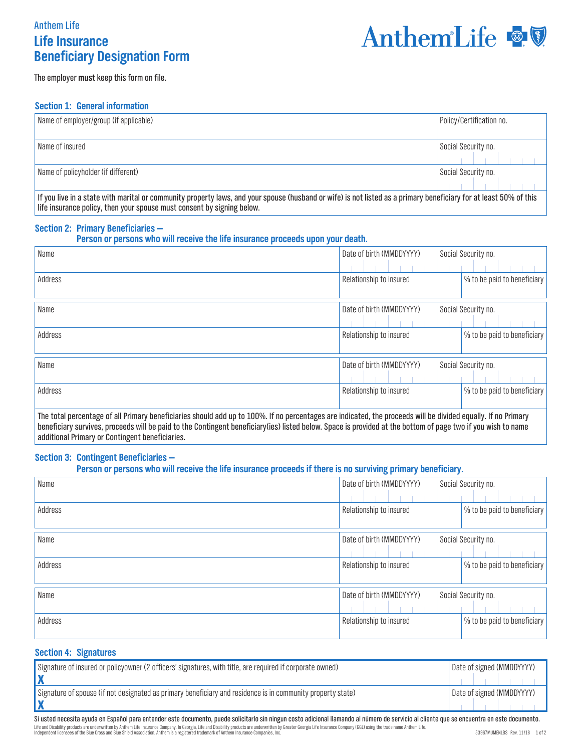Anthem Life

# Life Insurance Beneficiary Design­ation Form

The employer **must** keep this form on file.

## Section 1: General information

| Name of employer/group (if applicable) | Policy/Certification no. |
|---|---|
| Name of insured | Social Security no. |
| Name of policyholder (if different) | Social Security no. |

If you live in a state with marital or community property laws, and your spouse (husband or wife) is not listed as a primary beneficiary for at least 50% of this life insurance policy, then your spouse must consent by signing below.

## Section 2: Primary Beneficiaries — Person or persons who will receive the life insurance proceeds upon your death.

| Name | Date of birth (MMDDYYYY) | Social Security no. |
|---|---|---|
| Address | Relationship to insured | % to be paid to beneficiary |

| Name | Date of birth (MMDDYYYY) | Social Security no. |
|---|---|---|
| Address | Relationship to insured | % to be paid to beneficiary |

| Name | Date of birth (MMDDYYYY) | Social Security no. |
|---|---|---|
| Address | Relationship to insured | % to be paid to beneficiary |

The total percentage of all Primary beneficiaries should add up to 100%. If no percentages are indicated, the proceeds will be divided equally. If no Primary beneficiary survives, proceeds will be paid to the Contingent beneficiary(ies) listed below. Space is provided at the bottom of page two if you wish to name additional Primary or Contingent beneficiaries.

## Section 3: Contingent Beneficiaries — Person or persons who will receive the life insurance proceeds if there is no surviving primary beneficiary.

| Name | Date of birth (MMDDYYYY) | Social Security no. |
|---|---|---|
| Address | Relationship to insured | % to be paid to beneficiary |

| Name | Date of birth (MMDDYYYY) | Social Security no. |
|---|---|---|
| Address | Relationship to insured | % to be paid to beneficiary |

| Name | Date of birth (MMDDYYYY) | Social Security no. |
|---|---|---|
| Address | Relationship to insured | % to be paid to beneficiary |

## Section 4: Signatures

| Signature of insured or policyowner (2 officers' signatures, with title, are required if corporate owned) | Date of signed (MMDDYYYY) |
|---|---|
| X | |
| Signature of spouse (if not designated as primary beneficiary and residence is in community property state) | Date of signed (MMDDYYYY) |
| X | |

**Si usted necesita ayuda en Español para entender este documento, puede solicitarlo sin ningun costo adicional llamando al número de servicio al cliente que se encuentra en este documento.**

Life and Disability products are underwritten by Anthem Life Insurance Company. In Georgia, Life and Disability products are underwritten by Greater Georgia Life Insurance Company (GGL) using the trade name Anthem Life. Independent licensees of the Blue Cross and Blue Shield Association. Anthem is a registered trademark of Anthem Insurance Companies, Inc.

53967MUMENLBS Rev. 11/18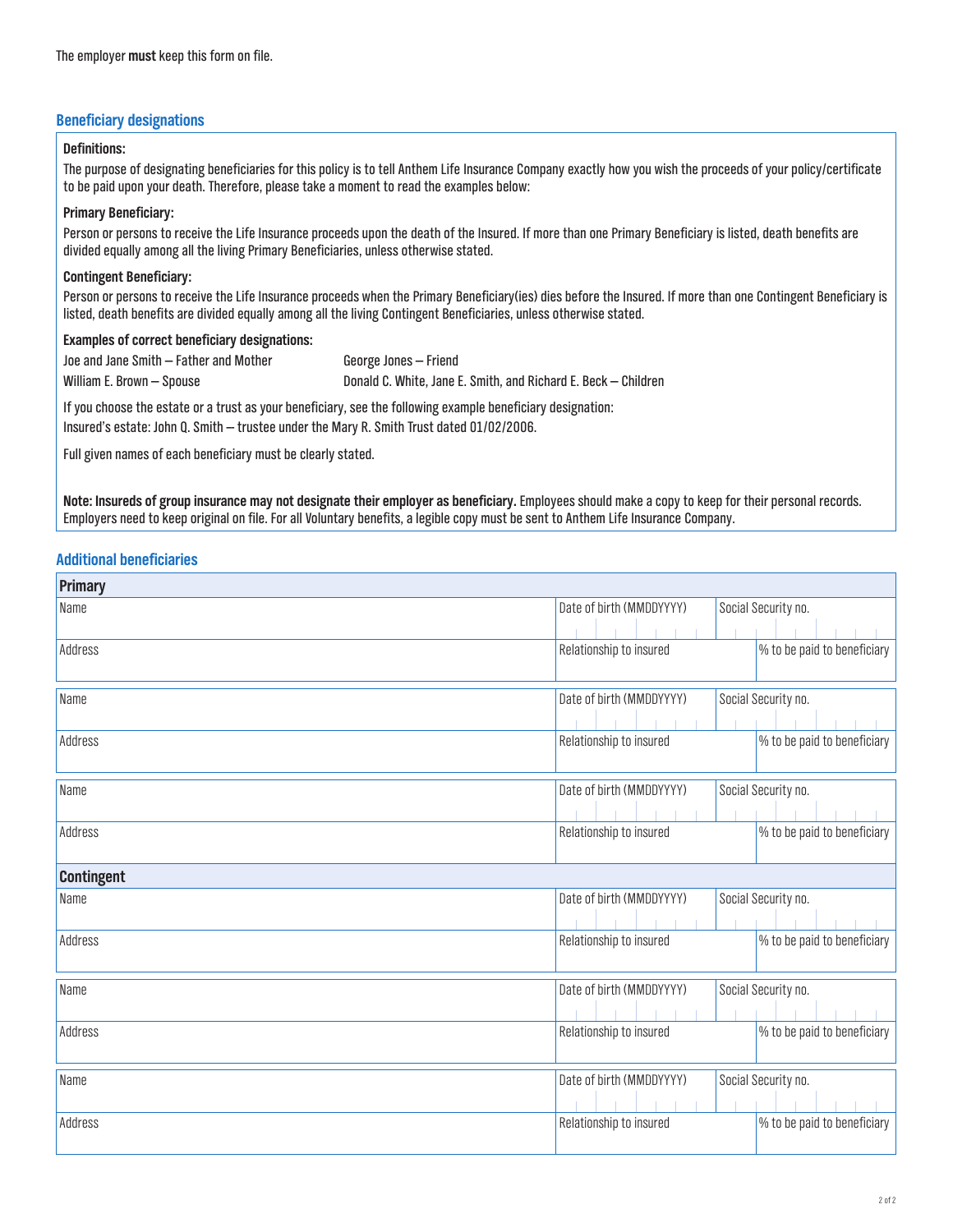The employer **must** keep this form on file.

## Beneficiary designations

**Definitions:**

The purpose of designating beneficiaries for this policy is to tell Anthem Life Insurance Company exactly how you wish the proceeds of your policy/certificate to be paid upon your death. Therefore, please take a moment to read the examples below:

**Primary Beneficiary:**

Person or persons to receive the Life Insurance proceeds upon the death of the Insured. If more than one Primary Beneficiary is listed, death benefits are divided equally among all the living Primary Beneficiaries, unless otherwise stated.

**Contingent Beneficiary:**

Person or persons to receive the Life Insurance proceeds when the Primary Beneficiary(ies) dies before the Insured. If more than one Contingent Beneficiary is listed, death benefits are divided equally among all the living Contingent Beneficiaries, unless otherwise stated.

**Examples of correct beneficiary designations:**

Joe and Jane Smith – Father and Mother

William E. Brown – Spouse

George Jones – Friend

Donald C. White, Jane E. Smith, and Richard E. Beck – Children

If you choose the estate or a trust as your beneficiary, see the following example beneficiary designation:
Insured's estate: John Q. Smith – trustee under the Mary R. Smith Trust dated 01/02/2006.

Full given names of each beneficiary must be clearly stated.

**Note: Insureds of group insurance may not designate their employer as beneficiary.** Employees should make a copy to keep for their personal records. Employers need to keep original on file. For all Voluntary benefits, a legible copy must be sent to Anthem Life Insurance Company.

## Additional beneficiaries

**Primary**

| Name | Date of birth (MMDDYYYY) | Social Security no. |
|---|---|---|
| Address | Relationship to insured | % to be paid to beneficiary |

| Name | Date of birth (MMDDYYYY) | Social Security no. |
|---|---|---|
| Address | Relationship to insured | % to be paid to beneficiary |

| Name | Date of birth (MMDDYYYY) | Social Security no. |
|---|---|---|
| Address | Relationship to insured | % to be paid to beneficiary |

**Contingent**

| Name | Date of birth (MMDDYYYY) | Social Security no. |
|---|---|---|
| Address | Relationship to insured | % to be paid to beneficiary |

| Name | Date of birth (MMDDYYYY) | Social Security no. |
|---|---|---|
| Address | Relationship to insured | % to be paid to beneficiary |

| Name | Date of birth (MMDDYYYY) | Social Security no. |
|---|---|---|
| Address | Relationship to insured | % to be paid to beneficiary |